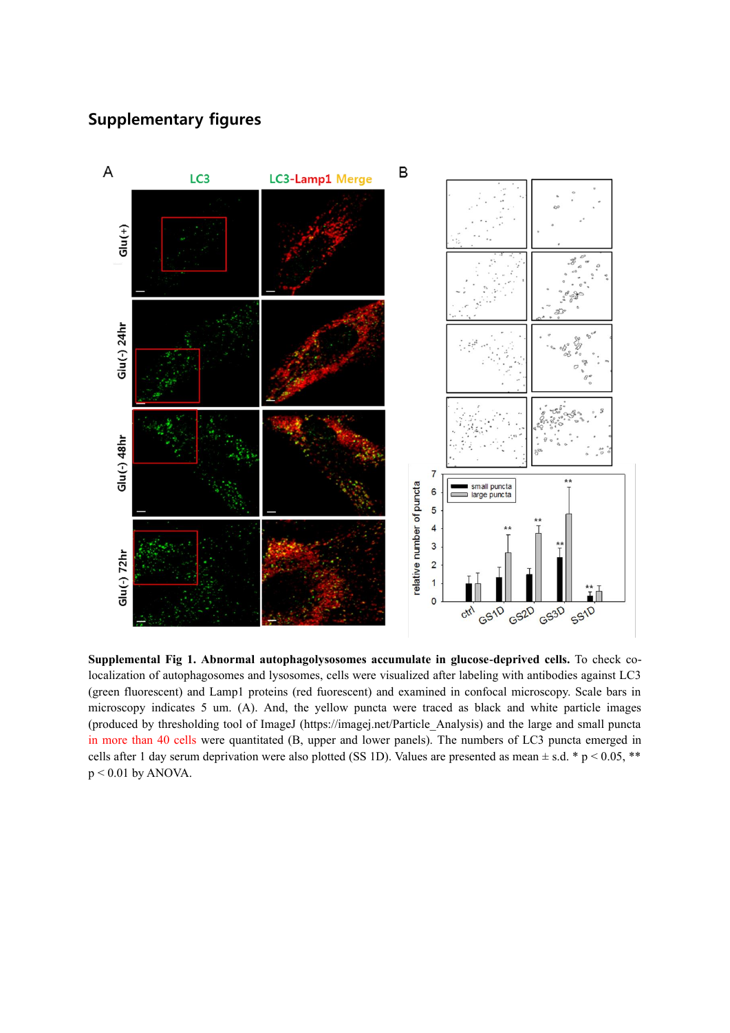## Supplementary figures

**Supplemental Fig 1. Abnormal autophagolysosomes accumulate in glucose-deprived cells.** To check co-localization of autophagosomes and lysosomes, cells were visualized after labeling with antibodies against LC3 (green fluorescent) and Lamp1 proteins (red fuorescent) and examined in confocal microscopy. Scale bars in microscopy indicates 5 um. (A). And, the yellow puncta were traced as black and white particle images (produced by thresholding tool of ImageJ (https://imagej.net/Particle_Analysis) and the large and small puncta in more than 40 cells were quantitated (B, upper and lower panels). The numbers of LC3 puncta emerged in cells after 1 day serum deprivation were also plotted (SS 1D). Values are presented as mean ± s.d. * $p < 0.05$, ** $p < 0.01$ by ANOVA.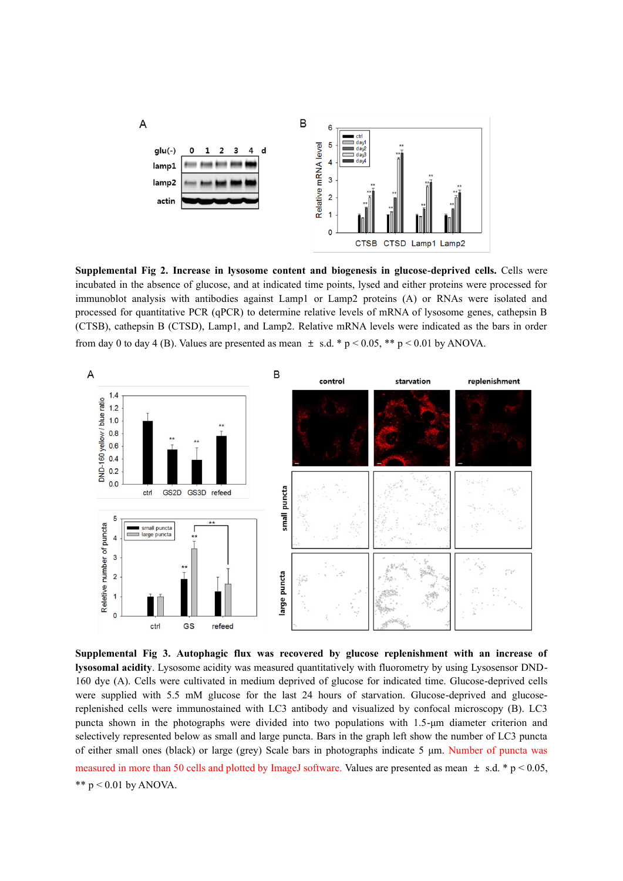**Supplemental Fig 2. Increase in lysosome content and biogenesis in glucose-deprived cells.** Cells were incubated in the absence of glucose, and at indicated time points, lysed and either proteins were processed for immunoblot analysis with antibodies against Lamp1 or Lamp2 proteins (A) or RNAs were isolated and processed for quantitative PCR (qPCR) to determine relative levels of mRNA of lysosome genes, cathepsin B (CTSB), cathepsin B (CTSD), Lamp1, and Lamp2. Relative mRNA levels were indicated as the bars in order from day 0 to day 4 (B). Values are presented as mean ± s.d. * $p < 0.05$, ** $p < 0.01$ by ANOVA.

**Supplemental Fig 3. Autophagic flux was recovered by glucose replenishment with an increase of lysosomal acidity**. Lysosome acidity was measured quantitatively with fluorometry by using Lysosensor DND-160 dye (A). Cells were cultivated in medium deprived of glucose for indicated time. Glucose-deprived cells were supplied with 5.5 mM glucose for the last 24 hours of starvation. Glucose-deprived and glucose-replenished cells were immunostained with LC3 antibody and visualized by confocal microscopy (B). LC3 puncta shown in the photographs were divided into two populations with 1.5-µm diameter criterion and selectively represented below as small and large puncta. Bars in the graph left show the number of LC3 puncta of either small ones (black) or large (grey) Scale bars in photographs indicate 5 µm. Number of puncta was measured in more than 50 cells and plotted by ImageJ software. Values are presented as mean ± s.d. * $p < 0.05$, ** $p < 0.01$ by ANOVA.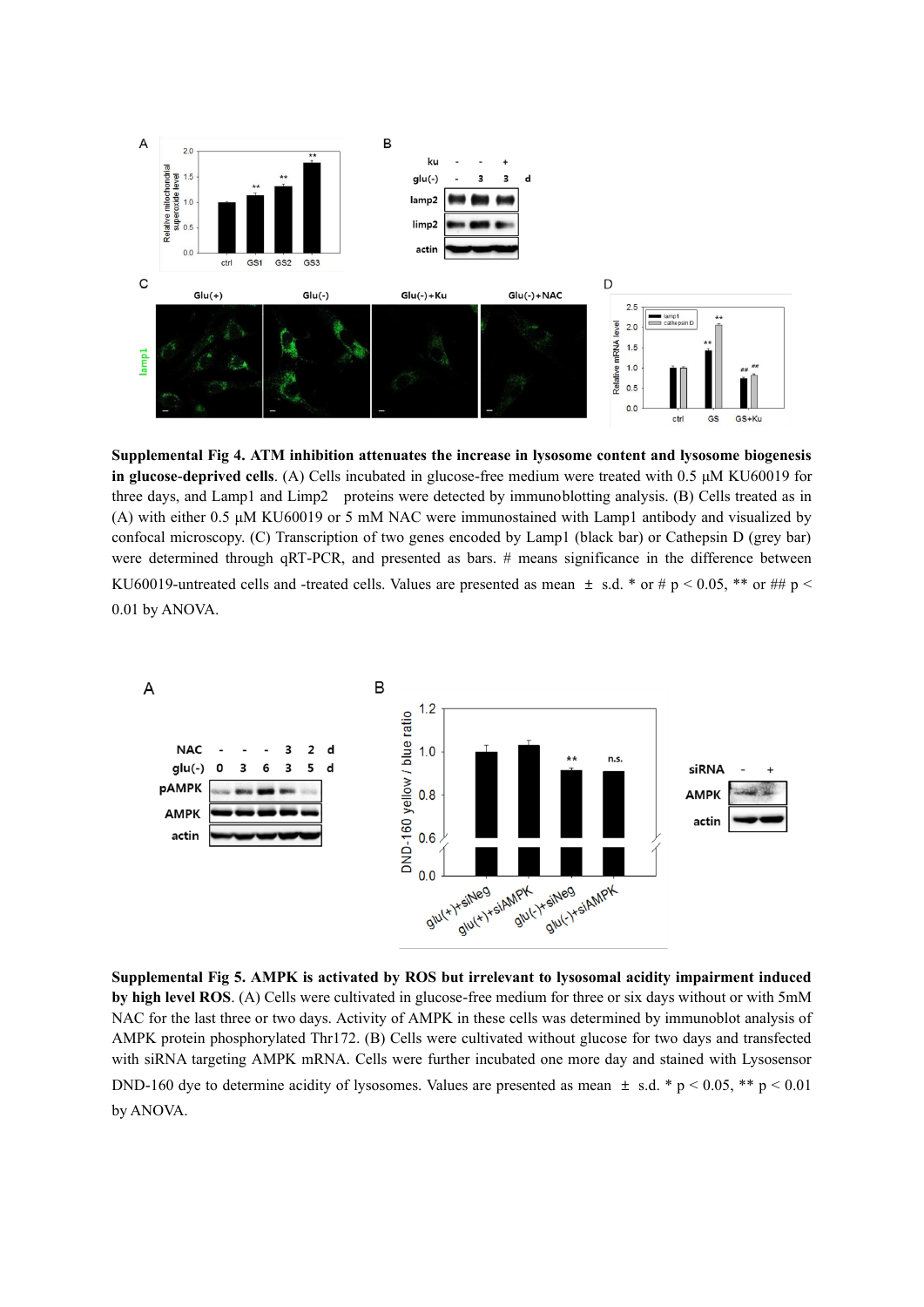A

Relative mitochondrial superoxide level

2.0
1.5
1.0
0.5
0.0

ctrl GS1 GS2 GS3

** ** **

B

ku - - +
glu(-) - 3 3 d
lamp2
limp2
actin

C

Glu(+) Glu(-) Glu(-)+Ku Glu(-)+NAC

lamp1

D

Relative mRNA level

2.5
2.0
1.5
1.0
0.5
0.0

lamp1
cathepsin D

ctrl GS GS+Ku

** ** ## ##

**Supplemental Fig 4. ATM inhibition attenuates the increase in lysosome content and lysosome biogenesis in glucose-deprived cells**. (A) Cells incubated in glucose-free medium were treated with 0.5 μM KU60019 for three days, and Lamp1 and Limp2 proteins were detected by immunoblotting analysis. (B) Cells treated as in (A) with either 0.5 μM KU60019 or 5 mM NAC were immunostained with Lamp1 antibody and visualized by confocal microscopy. (C) Transcription of two genes encoded by Lamp1 (black bar) or Cathepsin D (grey bar) were determined through qRT-PCR, and presented as bars. # means significance in the difference between KU60019-untreated cells and -treated cells. Values are presented as mean ± s.d. * or # $p < 0.05$, ** or ## $p < 0.01$ by ANOVA.

A

NAC - - - 3 2 d
glu(-) 0 3 6 3 5 d
pAMPK
AMPK
actin

B

DND-160 yellow / blue ratio

1.2
1.0
0.8
0.6
0.0

** n.s.

glu(+)+siNeg glu(+)+siAMPK glu(-)+siNeg glu(-)+siAMPK

siRNA - +
AMPK
actin

**Supplemental Fig 5. AMPK is activated by ROS but irrelevant to lysosomal acidity impairment induced by high level ROS**. (A) Cells were cultivated in glucose-free medium for three or six days without or with 5mM NAC for the last three or two days. Activity of AMPK in these cells was determined by immunoblot analysis of AMPK protein phosphorylated Thr172. (B) Cells were cultivated without glucose for two days and transfected with siRNA targeting AMPK mRNA. Cells were further incubated one more day and stained with Lysosensor DND-160 dye to determine acidity of lysosomes. Values are presented as mean ± s.d. * $p < 0.05$, ** $p < 0.01$ by ANOVA.